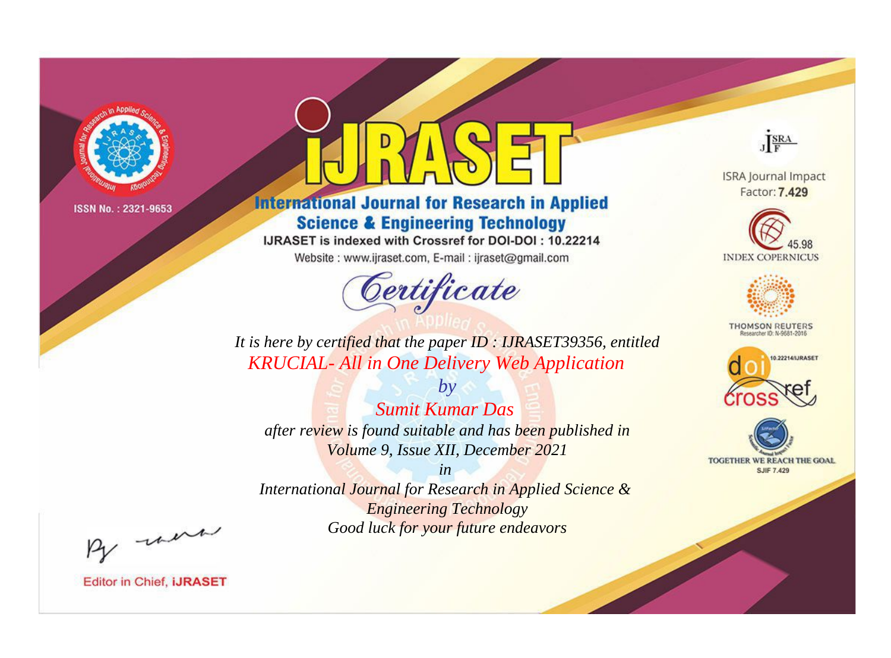ISSN No. : 2321-9653

# IJRASET

## International Journal for Research in Applied Science & Engineering Technology

IJRASET is indexed with Crossref for DOI-DOI : 10.22214

Website : www.ijraset.com, E-mail : ijraset@gmail.com

## Certificate

*It is here by certified that the paper ID : IJRASET39356, entitled*

*KRUCIAL- All in One Delivery Web Application*

*by*

*Sumit Kumar Das*

*after review is found suitable and has been published in*

*Volume 9, Issue XII, December 2021*

*in*

*International Journal for Research in Applied Science & Engineering Technology*

*Good luck for your future endeavors*

ISRA Journal Impact Factor: **7.429**

45.98 INDEX COPERNICUS

THOMSON REUTERS Researcher ID: N-9681-2016

10.22214/IJRASET

TOGETHER WE REACH THE GOAL SJIF 7.429

Editor in Chief, **iJRASET**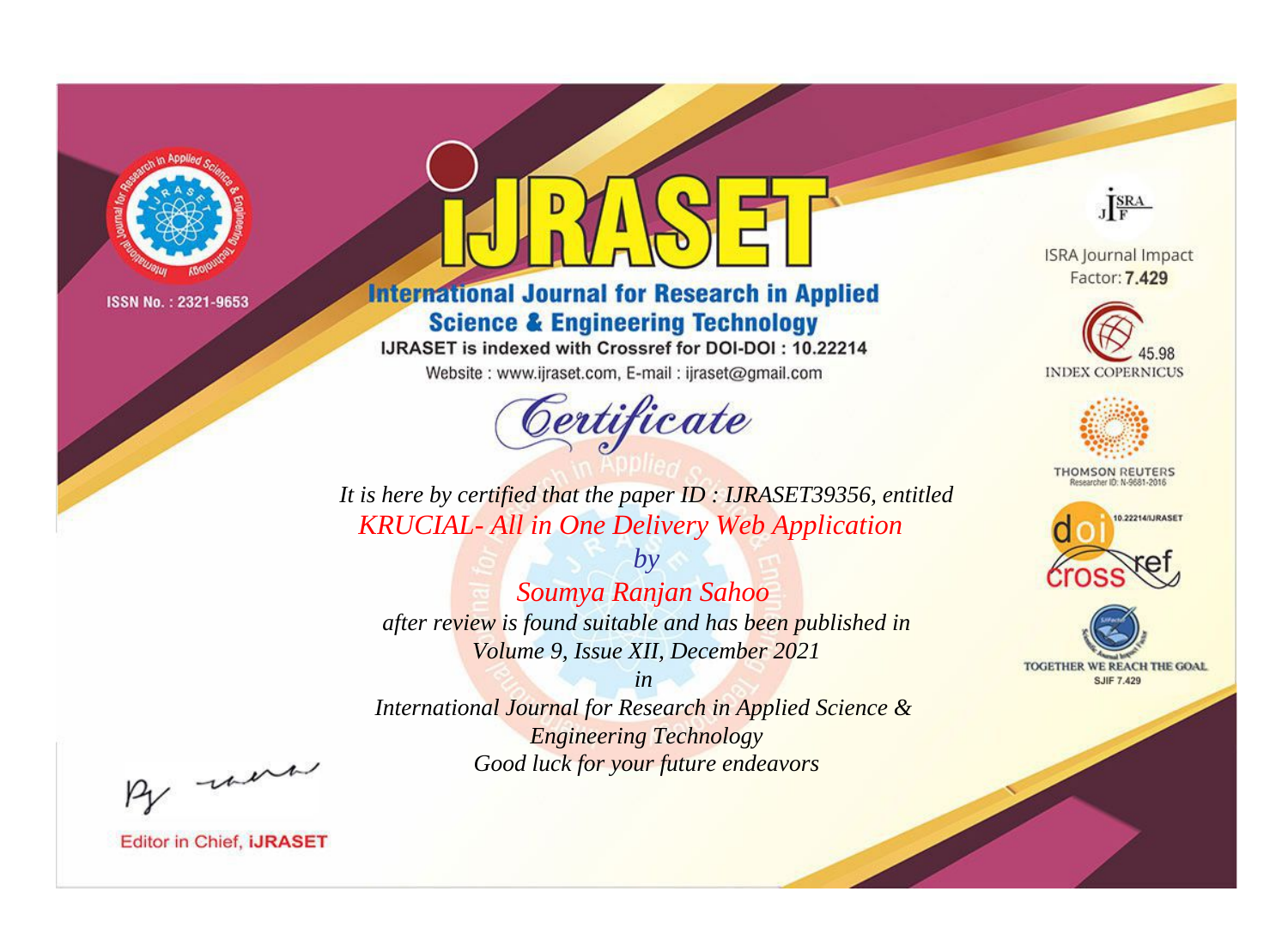ISSN No. : 2321-9653

# iJRASET

## International Journal for Research in Applied Science & Engineering Technology

IJRASET is indexed with Crossref for DOI-DOI : 10.22214

Website : www.ijraset.com, E-mail : ijraset@gmail.com

## Certificate

*It is here by certified that the paper ID : IJRASET39356, entitled*

*KRUCIAL- All in One Delivery Web Application*

*by*

*Soumya Ranjan Sahoo*

*after review is found suitable and has been published in*

*Volume 9, Issue XII, December 2021*

*in*

*International Journal for Research in Applied Science & Engineering Technology*

*Good luck for your future endeavors*

ISRA Journal Impact Factor: **7.429**

45.98 INDEX COPERNICUS

THOMSON REUTERS Researcher ID: N-9681-2016

10.22214/IJRASET

TOGETHER WE REACH THE GOAL SJIF 7.429

Editor in Chief, **iJRASET**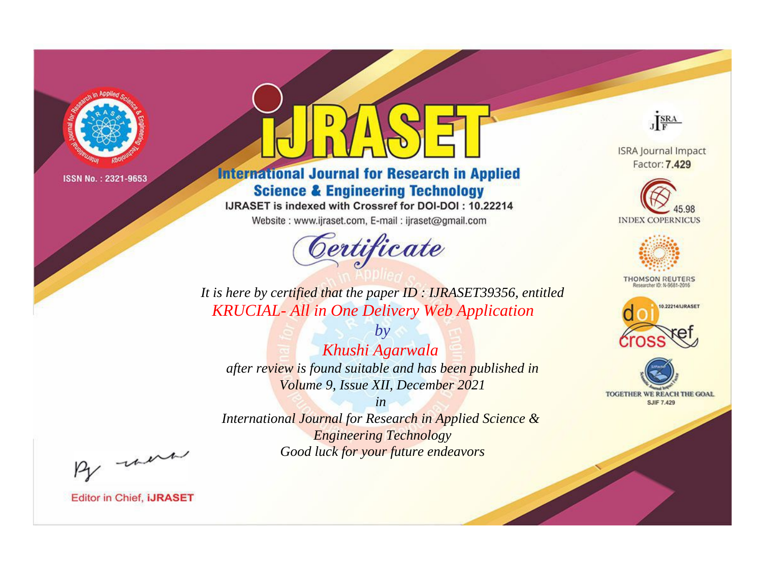ISSN No. : 2321-9653

# iJRASET

## International Journal for Research in Applied Science & Engineering Technology

IJRASET is indexed with Crossref for DOI-DOI : 10.22214

Website : www.ijraset.com, E-mail : ijraset@gmail.com

## Certificate

*It is here by certified that the paper ID : IJRASET39356, entitled*

*KRUCIAL- All in One Delivery Web Application*

*by*

*Khushi Agarwala*

*after review is found suitable and has been published in*

*Volume 9, Issue XII, December 2021*

*in*

*International Journal for Research in Applied Science & Engineering Technology*

*Good luck for your future endeavors*

ISRA Journal Impact Factor: **7.429**

45.98 INDEX COPERNICUS

THOMSON REUTERS Researcher ID: N-9681-2016

10.22214/IJRASET

TOGETHER WE REACH THE GOAL SJIF 7.429

Editor in Chief, **iJRASET**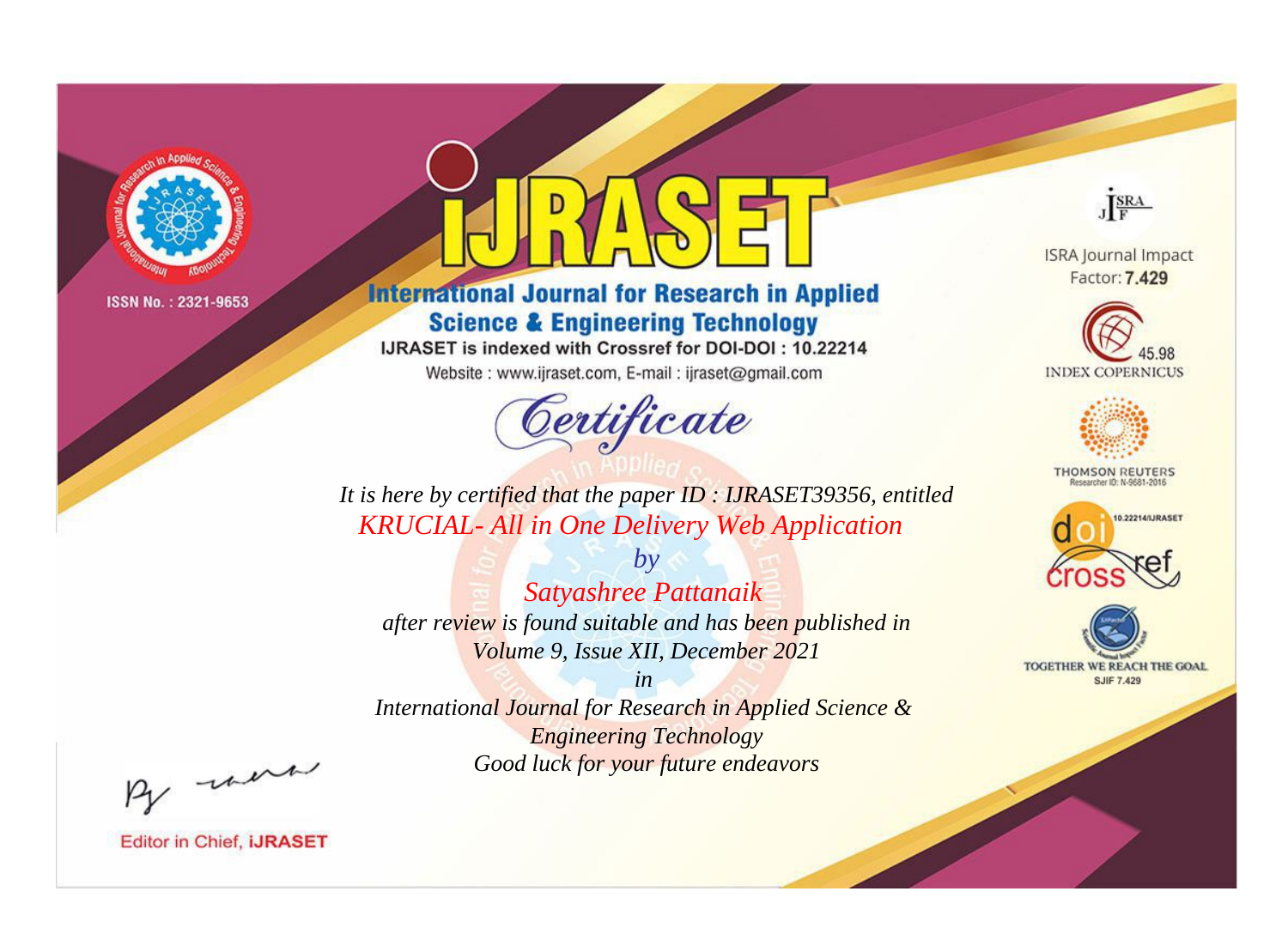ISSN No. : 2321-9653

# iJRASET

## International Journal for Research in Applied Science & Engineering Technology

IJRASET is indexed with Crossref for DOI-DOI : 10.22214

Website : www.ijraset.com, E-mail : ijraset@gmail.com

*Certificate*

*It is here by certified that the paper ID : IJRASET39356, entitled*

*KRUCIAL- All in One Delivery Web Application*

*by*

*Satyashree Pattanaik*

*after review is found suitable and has been published in*

*Volume 9, Issue XII, December 2021*

*in*

*International Journal for Research in Applied Science & Engineering Technology*

*Good luck for your future endeavors*

ISRA Journal Impact Factor: **7.429**

45.98 INDEX COPERNICUS

THOMSON REUTERS Researcher ID: N-9681-2016

10.22214/IJRASET

TOGETHER WE REACH THE GOAL SJIF 7.429

Editor in Chief, **iJRASET**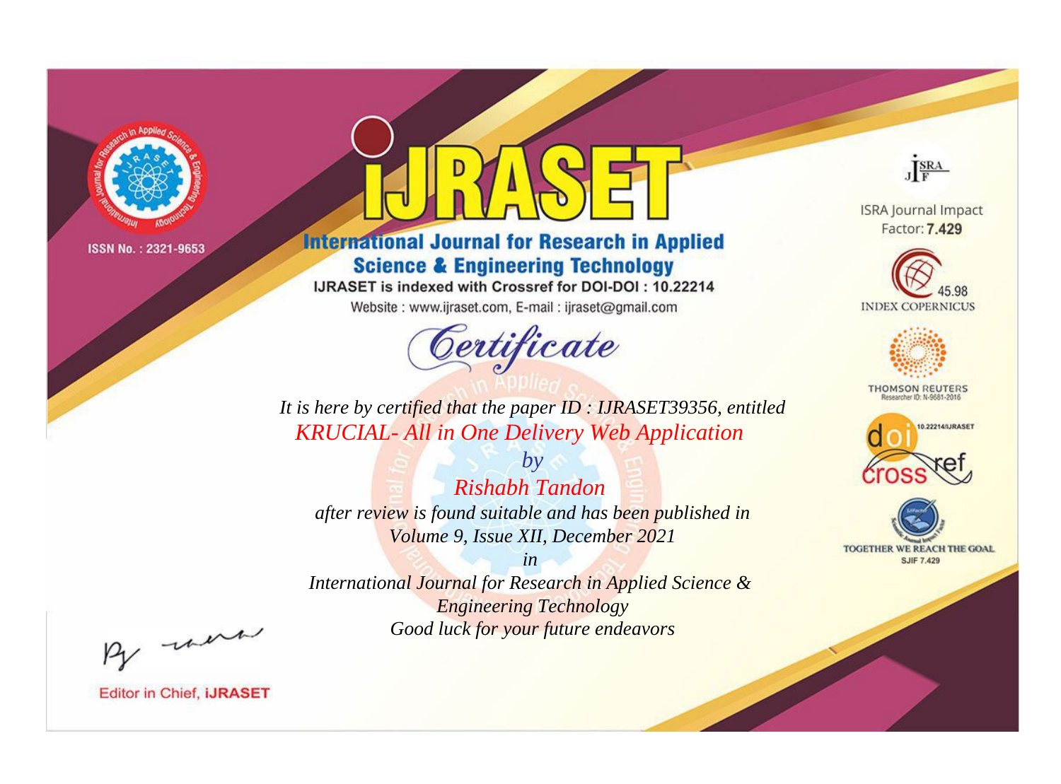ISSN No. : 2321-9653

# iJRASET

## International Journal for Research in Applied Science & Engineering Technology

IJRASET is indexed with Crossref for DOI-DOI : 10.22214

Website : www.ijraset.com, E-mail : ijraset@gmail.com

# Certificate

*It is here by certified that the paper ID : IJRASET39356, entitled*

*KRUCIAL- All in One Delivery Web Application*

*by*

*Rishabh Tandon*

*after review is found suitable and has been published in*

*Volume 9, Issue XII, December 2021*

*in*

*International Journal for Research in Applied Science & Engineering Technology*

*Good luck for your future endeavors*

ISRA Journal Impact Factor: **7.429**

45.98 INDEX COPERNICUS

THOMSON REUTERS Researcher ID: N-9681-2016

10.22214/IJRASET

TOGETHER WE REACH THE GOAL SJIF 7.429

Editor in Chief, **iJRASET**